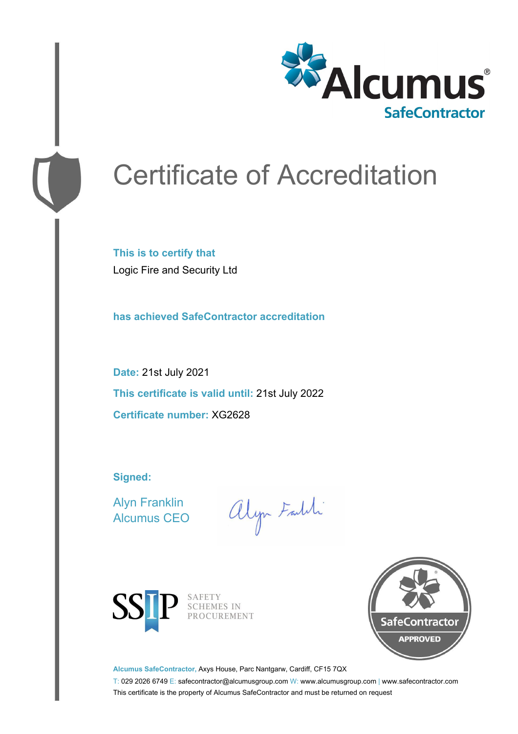Alcumus®
SafeContractor

# Certificate of Accreditation

**This is to certify that**

Logic Fire and Security Ltd

**has achieved SafeContractor accreditation**

**Date:** 21st July 2021

**This certificate is valid until:** 21st July 2022

**Certificate number:** XG2628

**Signed:**

Alyn Franklin
Alcumus CEO

SSIP SAFETY SCHEMES IN PROCUREMENT

SafeContractor APPROVED

**Alcumus SafeContractor,** Axys House, Parc Nantgarw, Cardiff, CF15 7QX

T: 029 2026 6749 E: safecontractor@alcumusgroup.com W: www.alcumusgroup.com | www.safecontractor.com

This certificate is the property of Alcumus SafeContractor and must be returned on request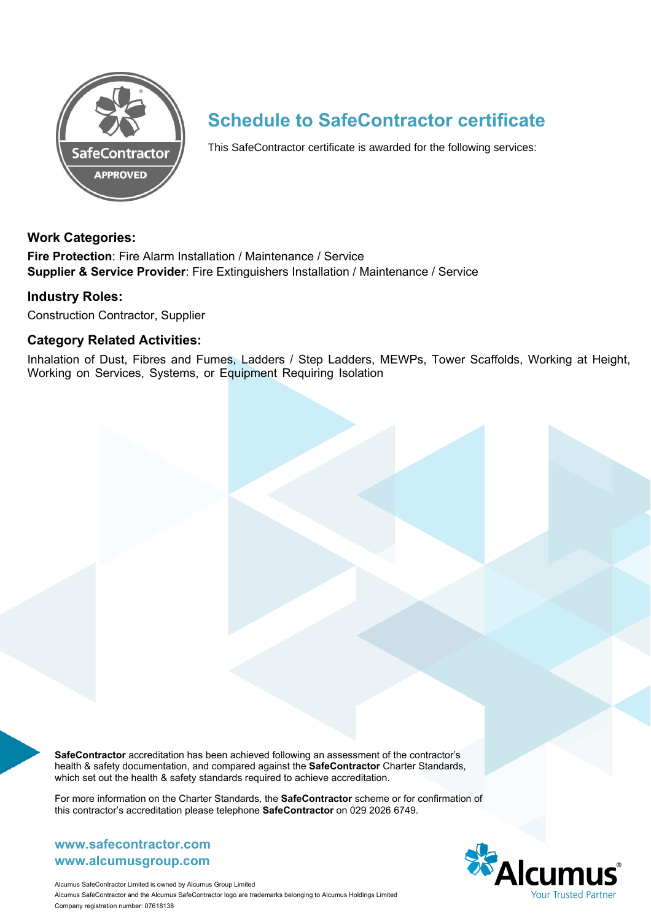# Schedule to SafeContractor certificate

This SafeContractor certificate is awarded for the following services:

## Work Categories:

**Fire Protection**: Fire Alarm Installation / Maintenance / Service
**Supplier & Service Provider**: Fire Extinguishers Installation / Maintenance / Service

## Industry Roles:

Construction Contractor, Supplier

## Category Related Activities:

Inhalation of Dust, Fibres and Fumes, Ladders / Step Ladders, MEWPs, Tower Scaffolds, Working at Height, Working on Services, Systems, or Equipment Requiring Isolation

**SafeContractor** accreditation has been achieved following an assessment of the contractor's health & safety documentation, and compared against the **SafeContractor** Charter Standards, which set out the health & safety standards required to achieve accreditation.

For more information on the Charter Standards, the **SafeContractor** scheme or for confirmation of this contractor's accreditation please telephone **SafeContractor** on 029 2026 6749.

**www.safecontractor.com**
**www.alcumusgroup.com**

Alcumus SafeContractor Limited is owned by Alcumus Group Limited
Alcumus SafeContractor and the Alcumus SafeContractor logo are trademarks belonging to Alcumus Holdings Limited
Company registration number: 07618138

Alcumus®
Your Trusted Partner